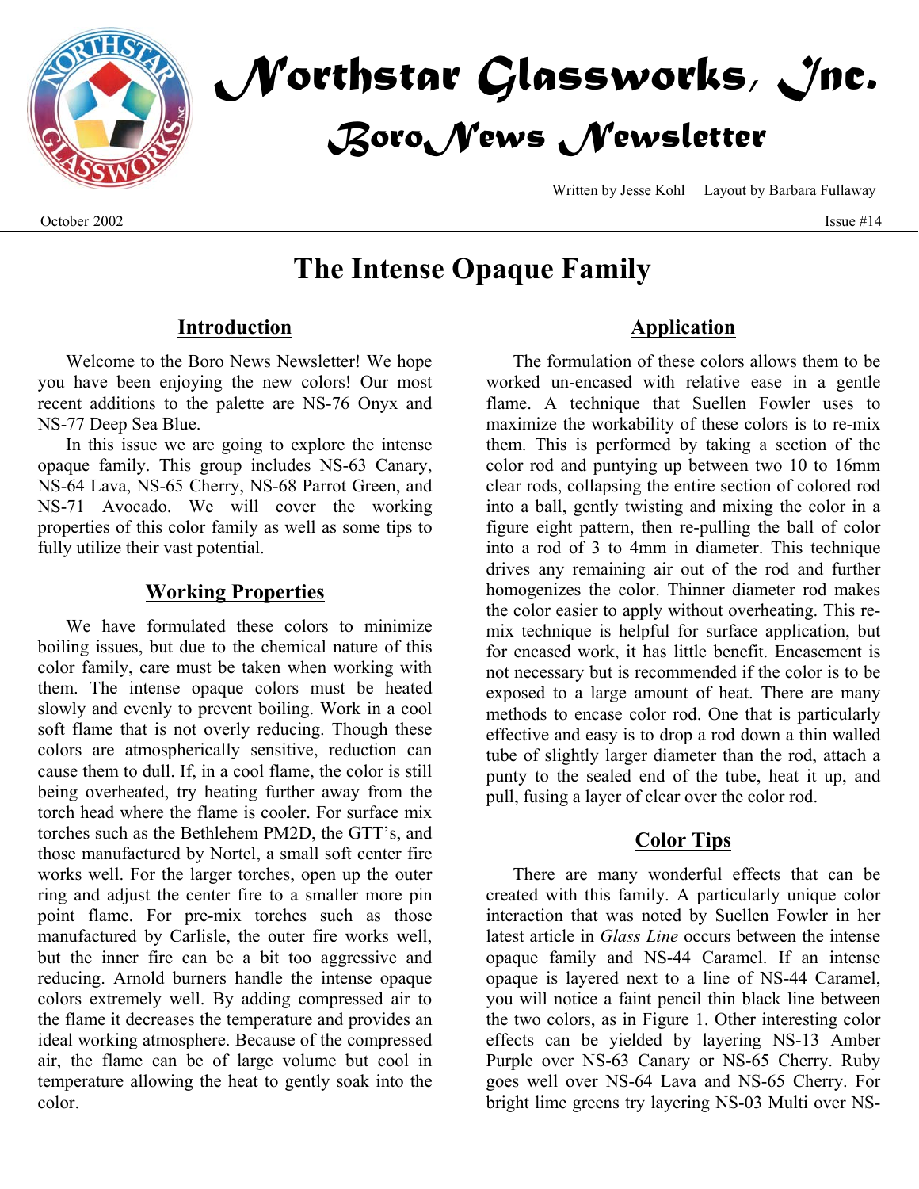# Northstar Glassworks, Inc.

## Boro News Newsletter

Written by Jesse Kohl Layout by Barbara Fullaway

October 2002 Issue #14

# The Intense Opaque Family

## Introduction

Welcome to the Boro News Newsletter! We hope you have been enjoying the new colors! Our most recent additions to the palette are NS-76 Onyx and NS-77 Deep Sea Blue.

In this issue we are going to explore the intense opaque family. This group includes NS-63 Canary, NS-64 Lava, NS-65 Cherry, NS-68 Parrot Green, and NS-71 Avocado. We will cover the working properties of this color family as well as some tips to fully utilize their vast potential.

## Working Properties

We have formulated these colors to minimize boiling issues, but due to the chemical nature of this color family, care must be taken when working with them. The intense opaque colors must be heated slowly and evenly to prevent boiling. Work in a cool soft flame that is not overly reducing. Though these colors are atmospherically sensitive, reduction can cause them to dull. If, in a cool flame, the color is still being overheated, try heating further away from the torch head where the flame is cooler. For surface mix torches such as the Bethlehem PM2D, the GTT's, and those manufactured by Nortel, a small soft center fire works well. For the larger torches, open up the outer ring and adjust the center fire to a smaller more pin point flame. For pre-mix torches such as those manufactured by Carlisle, the outer fire works well, but the inner fire can be a bit too aggressive and reducing. Arnold burners handle the intense opaque colors extremely well. By adding compressed air to the flame it decreases the temperature and provides an ideal working atmosphere. Because of the compressed air, the flame can be of large volume but cool in temperature allowing the heat to gently soak into the color.

## Application

The formulation of these colors allows them to be worked un-encased with relative ease in a gentle flame. A technique that Suellen Fowler uses to maximize the workability of these colors is to re-mix them. This is performed by taking a section of the color rod and puntying up between two 10 to 16mm clear rods, collapsing the entire section of colored rod into a ball, gently twisting and mixing the color in a figure eight pattern, then re-pulling the ball of color into a rod of 3 to 4mm in diameter. This technique drives any remaining air out of the rod and further homogenizes the color. Thinner diameter rod makes the color easier to apply without overheating. This re-mix technique is helpful for surface application, but for encased work, it has little benefit. Encasement is not necessary but is recommended if the color is to be exposed to a large amount of heat. There are many methods to encase color rod. One that is particularly effective and easy is to drop a rod down a thin walled tube of slightly larger diameter than the rod, attach a punty to the sealed end of the tube, heat it up, and pull, fusing a layer of clear over the color rod.

## Color Tips

There are many wonderful effects that can be created with this family. A particularly unique color interaction that was noted by Suellen Fowler in her latest article in *Glass Line* occurs between the intense opaque family and NS-44 Caramel. If an intense opaque is layered next to a line of NS-44 Caramel, you will notice a faint pencil thin black line between the two colors, as in Figure 1. Other interesting color effects can be yielded by layering NS-13 Amber Purple over NS-63 Canary or NS-65 Cherry. Ruby goes well over NS-64 Lava and NS-65 Cherry. For bright lime greens try layering NS-03 Multi over NS-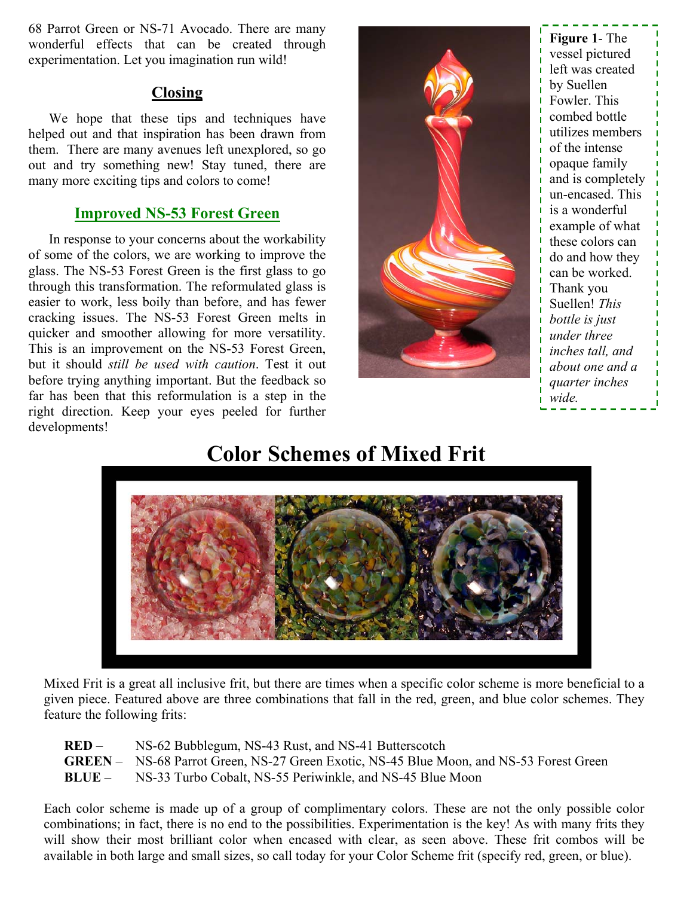68 Parrot Green or NS-71 Avocado. There are many wonderful effects that can be created through experimentation. Let you imagination run wild!

## Closing

We hope that these tips and techniques have helped out and that inspiration has been drawn from them. There are many avenues left unexplored, so go out and try something new! Stay tuned, there are many more exciting tips and colors to come!

## Improved NS-53 Forest Green

In response to your concerns about the workability of some of the colors, we are working to improve the glass. The NS-53 Forest Green is the first glass to go through this transformation. The reformulated glass is easier to work, less boily than before, and has fewer cracking issues. The NS-53 Forest Green melts in quicker and smoother allowing for more versatility. This is an improvement on the NS-53 Forest Green, but it should *still be used with caution*. Test it out before trying anything important. But the feedback so far has been that this reformulation is a step in the right direction. Keep your eyes peeled for further developments!

**Figure 1**- The vessel pictured left was created by Suellen Fowler. This combed bottle utilizes members of the intense opaque family and is completely un-encased. This is a wonderful example of what these colors can do and how they can be worked. Thank you Suellen! *This bottle is just under three inches tall, and about one and a quarter inches wide.*

# Color Schemes of Mixed Frit

Mixed Frit is a great all inclusive frit, but there are times when a specific color scheme is more beneficial to a given piece. Featured above are three combinations that fall in the red, green, and blue color schemes. They feature the following frits:

- **RED** – NS-62 Bubblegum, NS-43 Rust, and NS-41 Butterscotch
- **GREEN** – NS-68 Parrot Green, NS-27 Green Exotic, NS-45 Blue Moon, and NS-53 Forest Green
- **BLUE** – NS-33 Turbo Cobalt, NS-55 Periwinkle, and NS-45 Blue Moon

Each color scheme is made up of a group of complimentary colors. These are not the only possible color combinations; in fact, there is no end to the possibilities. Experimentation is the key! As with many frits they will show their most brilliant color when encased with clear, as seen above. These frit combos will be available in both large and small sizes, so call today for your Color Scheme frit (specify red, green, or blue).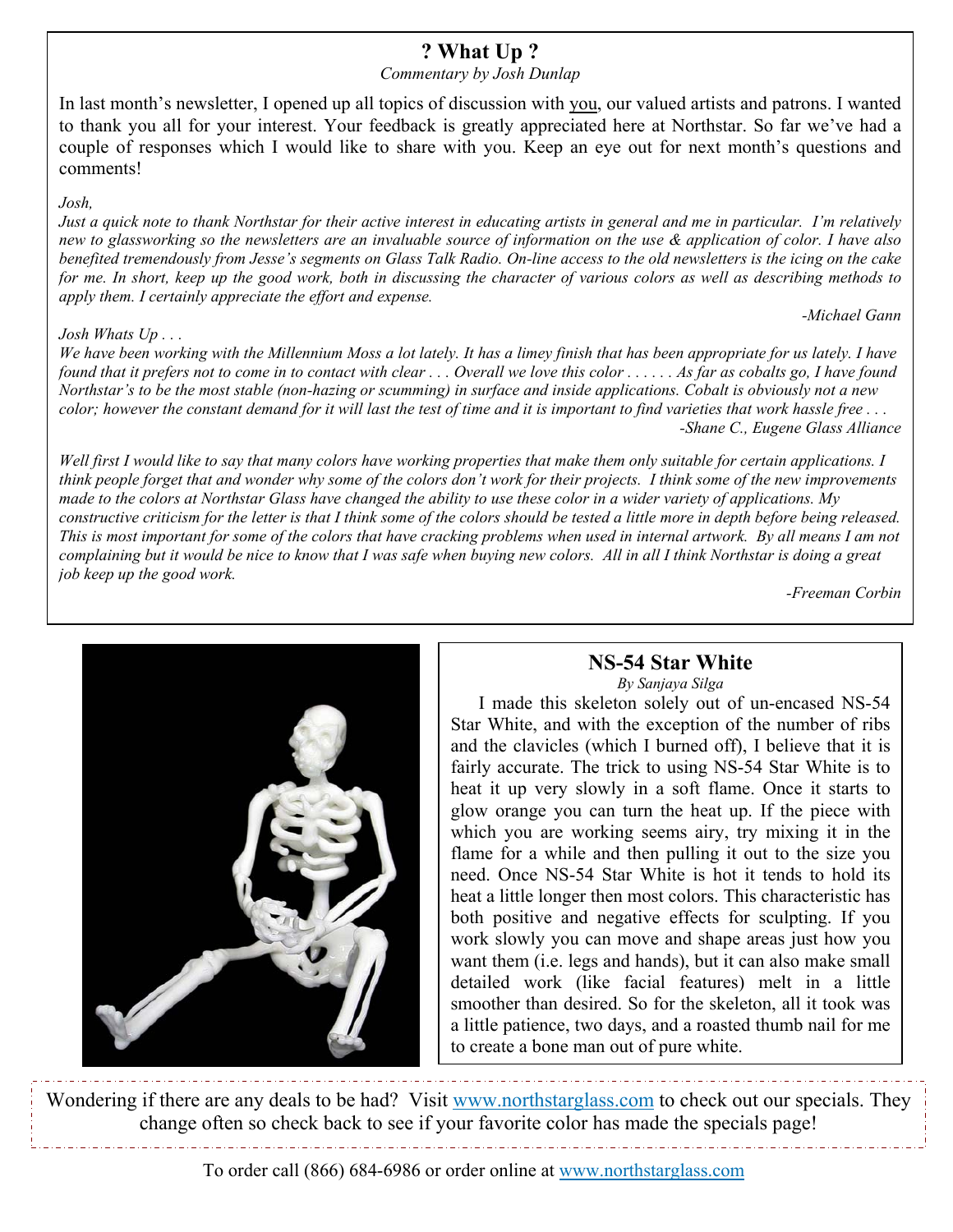## ? What Up ?

*Commentary by Josh Dunlap*

In last month's newsletter, I opened up all topics of discussion with you, our valued artists and patrons. I wanted to thank you all for your interest. Your feedback is greatly appreciated here at Northstar. So far we've had a couple of responses which I would like to share with you. Keep an eye out for next month's questions and comments!

*Josh,*

*Just a quick note to thank Northstar for their active interest in educating artists in general and me in particular. I'm relatively new to glassworking so the newsletters are an invaluable source of information on the use & application of color. I have also benefited tremendously from Jesse's segments on Glass Talk Radio. On-line access to the old newsletters is the icing on the cake for me. In short, keep up the good work, both in discussing the character of various colors as well as describing methods to apply them. I certainly appreciate the effort and expense.*

*-Michael Gann*

*Josh Whats Up . . .*

*We have been working with the Millennium Moss a lot lately. It has a limey finish that has been appropriate for us lately. I have found that it prefers not to come in to contact with clear . . . Overall we love this color . . . . . . As far as cobalts go, I have found Northstar's to be the most stable (non-hazing or scumming) in surface and inside applications. Cobalt is obviously not a new color; however the constant demand for it will last the test of time and it is important to find varieties that work hassle free . . .*

*-Shane C., Eugene Glass Alliance*

*Well first I would like to say that many colors have working properties that make them only suitable for certain applications. I think people forget that and wonder why some of the colors don't work for their projects. I think some of the new improvements made to the colors at Northstar Glass have changed the ability to use these color in a wider variety of applications. My constructive criticism for the letter is that I think some of the colors should be tested a little more in depth before being released. This is most important for some of the colors that have cracking problems when used in internal artwork. By all means I am not complaining but it would be nice to know that I was safe when buying new colors. All in all I think Northstar is doing a great job keep up the good work.*

*-Freeman Corbin*

## NS-54 Star White

*By Sanjaya Silga*

I made this skeleton solely out of un-encased NS-54 Star White, and with the exception of the number of ribs and the clavicles (which I burned off), I believe that it is fairly accurate. The trick to using NS-54 Star White is to heat it up very slowly in a soft flame. Once it starts to glow orange you can turn the heat up. If the piece with which you are working seems airy, try mixing it in the flame for a while and then pulling it out to the size you need. Once NS-54 Star White is hot it tends to hold its heat a little longer then most colors. This characteristic has both positive and negative effects for sculpting. If you work slowly you can move and shape areas just how you want them (i.e. legs and hands), but it can also make small detailed work (like facial features) melt in a little smoother than desired. So for the skeleton, all it took was a little patience, two days, and a roasted thumb nail for me to create a bone man out of pure white.

Wondering if there are any deals to be had? Visit www.northstarglass.com to check out our specials. They change often so check back to see if your favorite color has made the specials page!

To order call (866) 684-6986 or order online at www.northstarglass.com